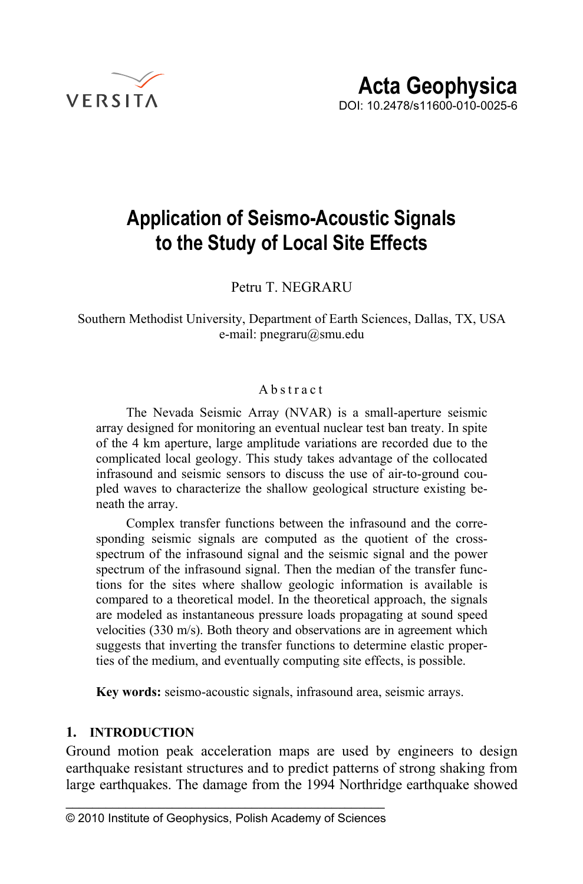Acta Geophysica
DOI: 10.2478/s11600-010-0025-6

# Application of Seismo-Acoustic Signals to the Study of Local Site Effects

Petru T. NEGRARU

Southern Methodist University, Department of Earth Sciences, Dallas, TX, USA
e-mail: pnegraru@smu.edu

## Abstract

The Nevada Seismic Array (NVAR) is a small-aperture seismic array designed for monitoring an eventual nuclear test ban treaty. In spite of the 4 km aperture, large amplitude variations are recorded due to the complicated local geology. This study takes advantage of the collocated infrasound and seismic sensors to discuss the use of air-to-ground coupled waves to characterize the shallow geological structure existing beneath the array.

Complex transfer functions between the infrasound and the corresponding seismic signals are computed as the quotient of the cross-spectrum of the infrasound signal and the seismic signal and the power spectrum of the infrasound signal. Then the median of the transfer functions for the sites where shallow geologic information is available is compared to a theoretical model. In the theoretical approach, the signals are modeled as instantaneous pressure loads propagating at sound speed velocities (330 m/s). Both theory and observations are in agreement which suggests that inverting the transfer functions to determine elastic properties of the medium, and eventually computing site effects, is possible.

**Key words:** seismo-acoustic signals, infrasound area, seismic arrays.

## 1. INTRODUCTION

Ground motion peak acceleration maps are used by engineers to design earthquake resistant structures and to predict patterns of strong shaking from large earthquakes. The damage from the 1994 Northridge earthquake showed

© 2010 Institute of Geophysics, Polish Academy of Sciences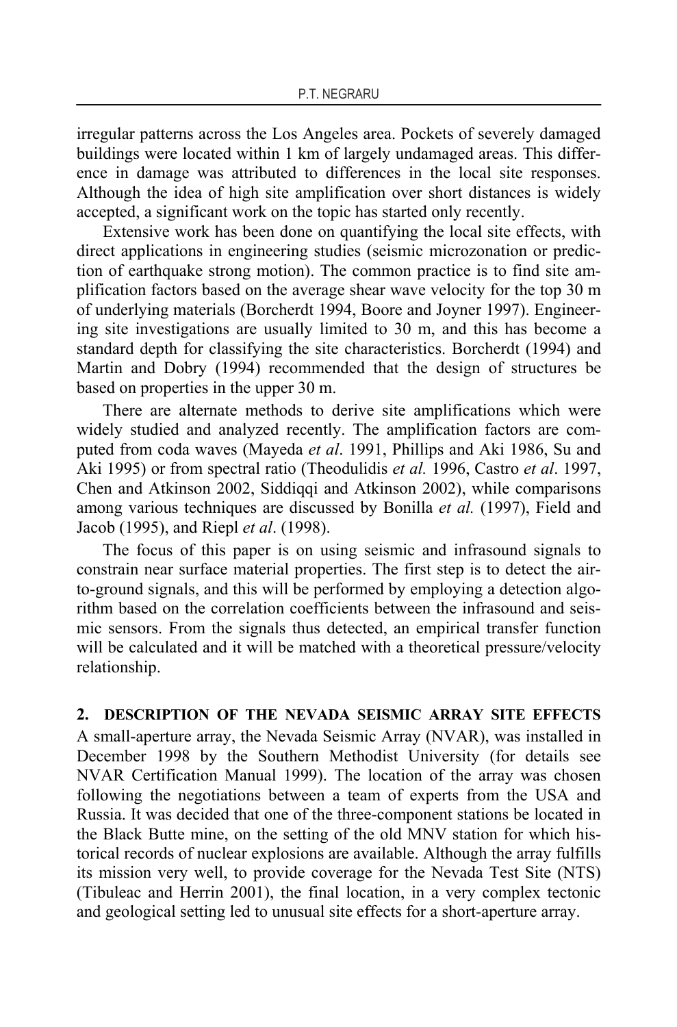irregular patterns across the Los Angeles area. Pockets of severely damaged buildings were located within 1 km of largely undamaged areas. This difference in damage was attributed to differences in the local site responses. Although the idea of high site amplification over short distances is widely accepted, a significant work on the topic has started only recently.

Extensive work has been done on quantifying the local site effects, with direct applications in engineering studies (seismic microzonation or prediction of earthquake strong motion). The common practice is to find site amplification factors based on the average shear wave velocity for the top 30 m of underlying materials (Borcherdt 1994, Boore and Joyner 1997). Engineering site investigations are usually limited to 30 m, and this has become a standard depth for classifying the site characteristics. Borcherdt (1994) and Martin and Dobry (1994) recommended that the design of structures be based on properties in the upper 30 m.

There are alternate methods to derive site amplifications which were widely studied and analyzed recently. The amplification factors are computed from coda waves (Mayeda *et al*. 1991, Phillips and Aki 1986, Su and Aki 1995) or from spectral ratio (Theodulidis *et al.* 1996, Castro *et al*. 1997, Chen and Atkinson 2002, Siddiqqi and Atkinson 2002), while comparisons among various techniques are discussed by Bonilla *et al.* (1997), Field and Jacob (1995), and Riepl *et al*. (1998).

The focus of this paper is on using seismic and infrasound signals to constrain near surface material properties. The first step is to detect the air-to-ground signals, and this will be performed by employing a detection algorithm based on the correlation coefficients between the infrasound and seismic sensors. From the signals thus detected, an empirical transfer function will be calculated and it will be matched with a theoretical pressure/velocity relationship.

## 2. DESCRIPTION OF THE NEVADA SEISMIC ARRAY SITE EFFECTS

A small-aperture array, the Nevada Seismic Array (NVAR), was installed in December 1998 by the Southern Methodist University (for details see NVAR Certification Manual 1999). The location of the array was chosen following the negotiations between a team of experts from the USA and Russia. It was decided that one of the three-component stations be located in the Black Butte mine, on the setting of the old MNV station for which historical records of nuclear explosions are available. Although the array fulfills its mission very well, to provide coverage for the Nevada Test Site (NTS) (Tibuleac and Herrin 2001), the final location, in a very complex tectonic and geological setting led to unusual site effects for a short-aperture array.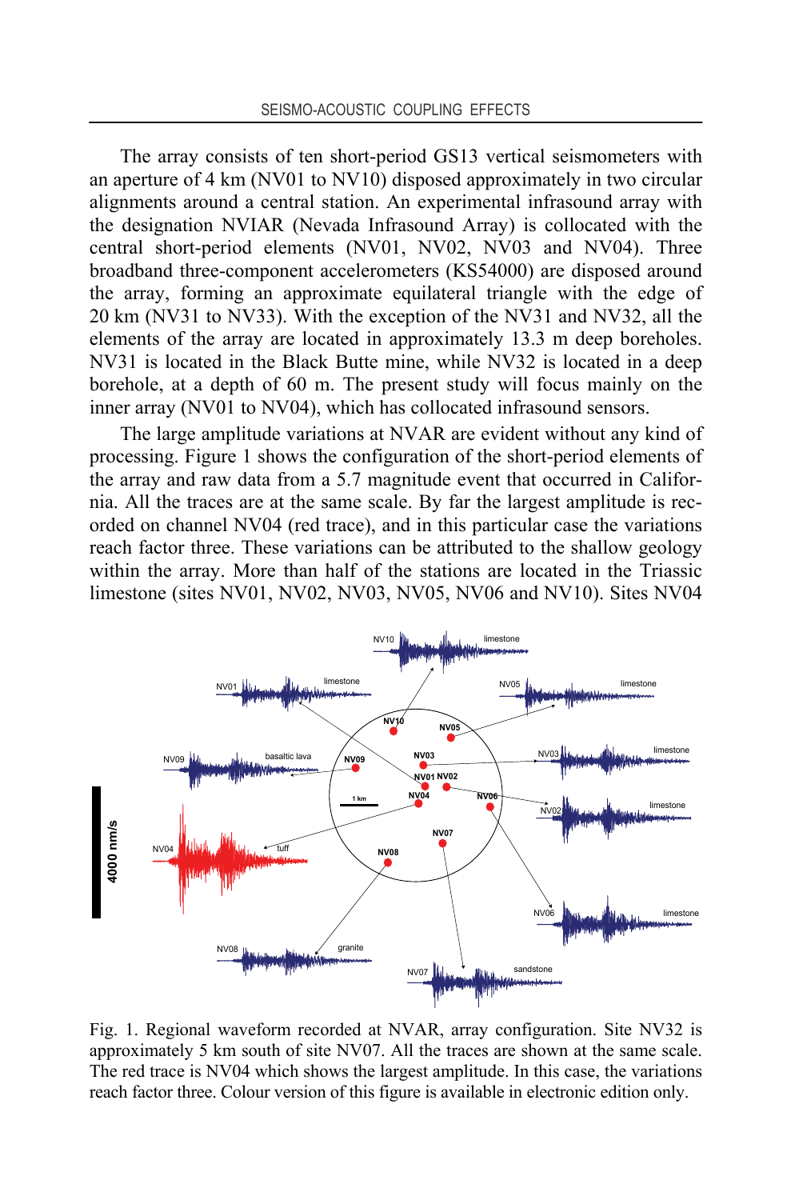The array consists of ten short-period GS13 vertical seismometers with an aperture of 4 km (NV01 to NV10) disposed approximately in two circular alignments around a central station. An experimental infrasound array with the designation NVIAR (Nevada Infrasound Array) is collocated with the central short-period elements (NV01, NV02, NV03 and NV04). Three broadband three-component accelerometers (KS54000) are disposed around the array, forming an approximate equilateral triangle with the edge of 20 km (NV31 to NV33). With the exception of the NV31 and NV32, all the elements of the array are located in approximately 13.3 m deep boreholes. NV31 is located in the Black Butte mine, while NV32 is located in a deep borehole, at a depth of 60 m. The present study will focus mainly on the inner array (NV01 to NV04), which has collocated infrasound sensors.

The large amplitude variations at NVAR are evident without any kind of processing. Figure 1 shows the configuration of the short-period elements of the array and raw data from a 5.7 magnitude event that occurred in California. All the traces are at the same scale. By far the largest amplitude is recorded on channel NV04 (red trace), and in this particular case the variations reach factor three. These variations can be attributed to the shallow geology within the array. More than half of the stations are located in the Triassic limestone (sites NV01, NV02, NV03, NV05, NV06 and NV10). Sites NV04

Fig. 1. Regional waveform recorded at NVAR, array configuration. Site NV32 is approximately 5 km south of site NV07. All the traces are shown at the same scale. The red trace is NV04 which shows the largest amplitude. In this case, the variations reach factor three. Colour version of this figure is available in electronic edition only.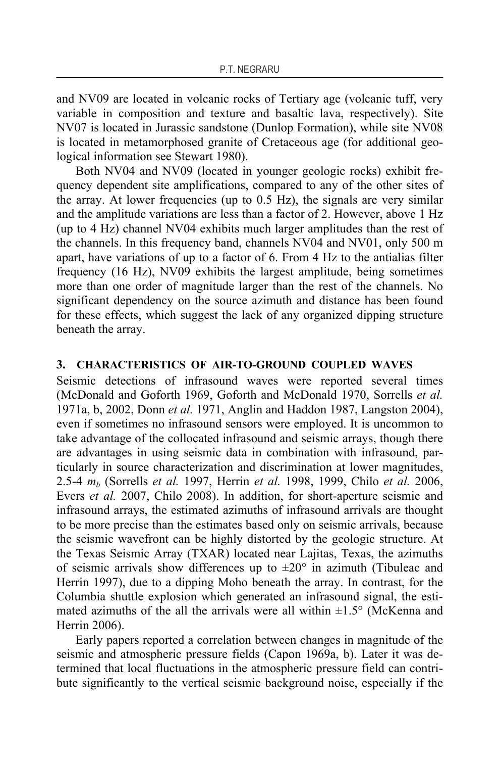and NV09 are located in volcanic rocks of Tertiary age (volcanic tuff, very variable in composition and texture and basaltic lava, respectively). Site NV07 is located in Jurassic sandstone (Dunlop Formation), while site NV08 is located in metamorphosed granite of Cretaceous age (for additional geological information see Stewart 1980).

Both NV04 and NV09 (located in younger geologic rocks) exhibit frequency dependent site amplifications, compared to any of the other sites of the array. At lower frequencies (up to 0.5 Hz), the signals are very similar and the amplitude variations are less than a factor of 2. However, above 1 Hz (up to 4 Hz) channel NV04 exhibits much larger amplitudes than the rest of the channels. In this frequency band, channels NV04 and NV01, only 500 m apart, have variations of up to a factor of 6. From 4 Hz to the antialias filter frequency (16 Hz), NV09 exhibits the largest amplitude, being sometimes more than one order of magnitude larger than the rest of the channels. No significant dependency on the source azimuth and distance has been found for these effects, which suggest the lack of any organized dipping structure beneath the array.

## 3. CHARACTERISTICS OF AIR-TO-GROUND COUPLED WAVES

Seismic detections of infrasound waves were reported several times (McDonald and Goforth 1969, Goforth and McDonald 1970, Sorrells *et al.* 1971a, b, 2002, Donn *et al.* 1971, Anglin and Haddon 1987, Langston 2004), even if sometimes no infrasound sensors were employed. It is uncommon to take advantage of the collocated infrasound and seismic arrays, though there are advantages in using seismic data in combination with infrasound, particularly in source characterization and discrimination at lower magnitudes, 2.5-4 $m_b$ (Sorrells *et al.* 1997, Herrin *et al.* 1998, 1999, Chilo *et al.* 2006, Evers *et al.* 2007, Chilo 2008). In addition, for short-aperture seismic and infrasound arrays, the estimated azimuths of infrasound arrivals are thought to be more precise than the estimates based only on seismic arrivals, because the seismic wavefront can be highly distorted by the geologic structure. At the Texas Seismic Array (TXAR) located near Lajitas, Texas, the azimuths of seismic arrivals show differences up to ±20° in azimuth (Tibuleac and Herrin 1997), due to a dipping Moho beneath the array. In contrast, for the Columbia shuttle explosion which generated an infrasound signal, the estimated azimuths of the all the arrivals were all within ±1.5° (McKenna and Herrin 2006).

Early papers reported a correlation between changes in magnitude of the seismic and atmospheric pressure fields (Capon 1969a, b). Later it was determined that local fluctuations in the atmospheric pressure field can contribute significantly to the vertical seismic background noise, especially if the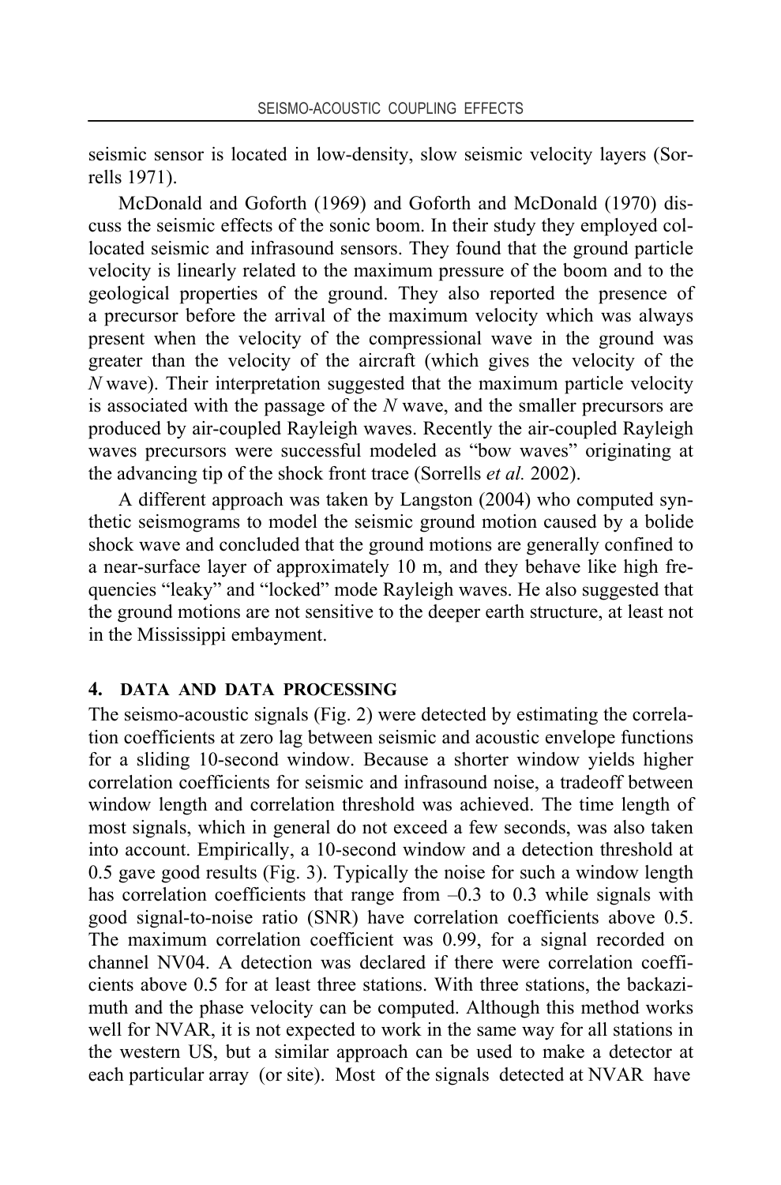seismic sensor is located in low-density, slow seismic velocity layers (Sorrells 1971).

McDonald and Goforth (1969) and Goforth and McDonald (1970) discuss the seismic effects of the sonic boom. In their study they employed collocated seismic and infrasound sensors. They found that the ground particle velocity is linearly related to the maximum pressure of the boom and to the geological properties of the ground. They also reported the presence of a precursor before the arrival of the maximum velocity which was always present when the velocity of the compressional wave in the ground was greater than the velocity of the aircraft (which gives the velocity of the *N* wave). Their interpretation suggested that the maximum particle velocity is associated with the passage of the *N* wave, and the smaller precursors are produced by air-coupled Rayleigh waves. Recently the air-coupled Rayleigh waves precursors were successful modeled as "bow waves" originating at the advancing tip of the shock front trace (Sorrells *et al.* 2002).

A different approach was taken by Langston (2004) who computed synthetic seismograms to model the seismic ground motion caused by a bolide shock wave and concluded that the ground motions are generally confined to a near-surface layer of approximately 10 m, and they behave like high frequencies "leaky" and "locked" mode Rayleigh waves. He also suggested that the ground motions are not sensitive to the deeper earth structure, at least not in the Mississippi embayment.

## 4. DATA AND DATA PROCESSING

The seismo-acoustic signals (Fig. 2) were detected by estimating the correlation coefficients at zero lag between seismic and acoustic envelope functions for a sliding 10-second window. Because a shorter window yields higher correlation coefficients for seismic and infrasound noise, a tradeoff between window length and correlation threshold was achieved. The time length of most signals, which in general do not exceed a few seconds, was also taken into account. Empirically, a 10-second window and a detection threshold at 0.5 gave good results (Fig. 3). Typically the noise for such a window length has correlation coefficients that range from –0.3 to 0.3 while signals with good signal-to-noise ratio (SNR) have correlation coefficients above 0.5. The maximum correlation coefficient was 0.99, for a signal recorded on channel NV04. A detection was declared if there were correlation coefficients above 0.5 for at least three stations. With three stations, the backazimuth and the phase velocity can be computed. Although this method works well for NVAR, it is not expected to work in the same way for all stations in the western US, but a similar approach can be used to make a detector at each particular array (or site). Most of the signals detected at NVAR have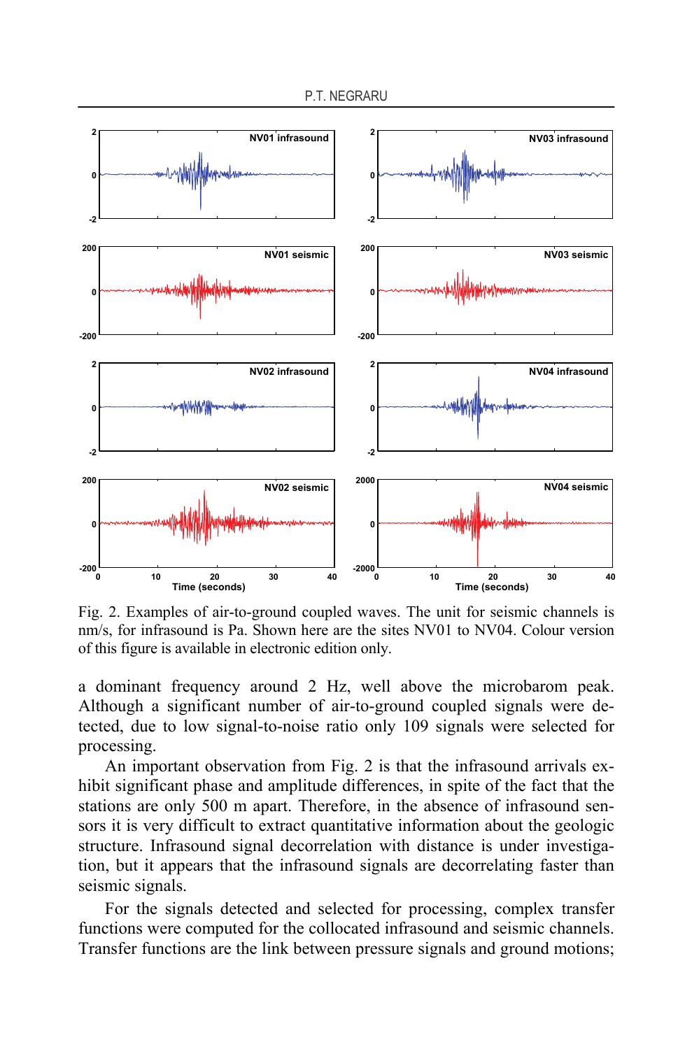Fig. 2. Examples of air-to-ground coupled waves. The unit for seismic channels is nm/s, for infrasound is Pa. Shown here are the sites NV01 to NV04. Colour version of this figure is available in electronic edition only.

a dominant frequency around 2 Hz, well above the microbarom peak. Although a significant number of air-to-ground coupled signals were detected, due to low signal-to-noise ratio only 109 signals were selected for processing.

An important observation from Fig. 2 is that the infrasound arrivals exhibit significant phase and amplitude differences, in spite of the fact that the stations are only 500 m apart. Therefore, in the absence of infrasound sensors it is very difficult to extract quantitative information about the geologic structure. Infrasound signal decorrelation with distance is under investigation, but it appears that the infrasound signals are decorrelating faster than seismic signals.

For the signals detected and selected for processing, complex transfer functions were computed for the collocated infrasound and seismic channels. Transfer functions are the link between pressure signals and ground motions;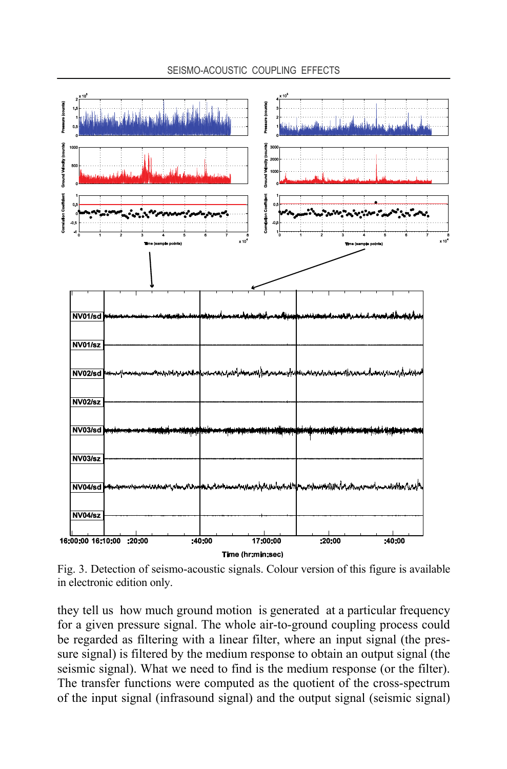Fig. 3. Detection of seismo-acoustic signals. Colour version of this figure is available in electronic edition only.

they tell us how much ground motion is generated at a particular frequency for a given pressure signal. The whole air-to-ground coupling process could be regarded as filtering with a linear filter, where an input signal (the pressure signal) is filtered by the medium response to obtain an output signal (the seismic signal). What we need to find is the medium response (or the filter). The transfer functions were computed as the quotient of the cross-spectrum of the input signal (infrasound signal) and the output signal (seismic signal)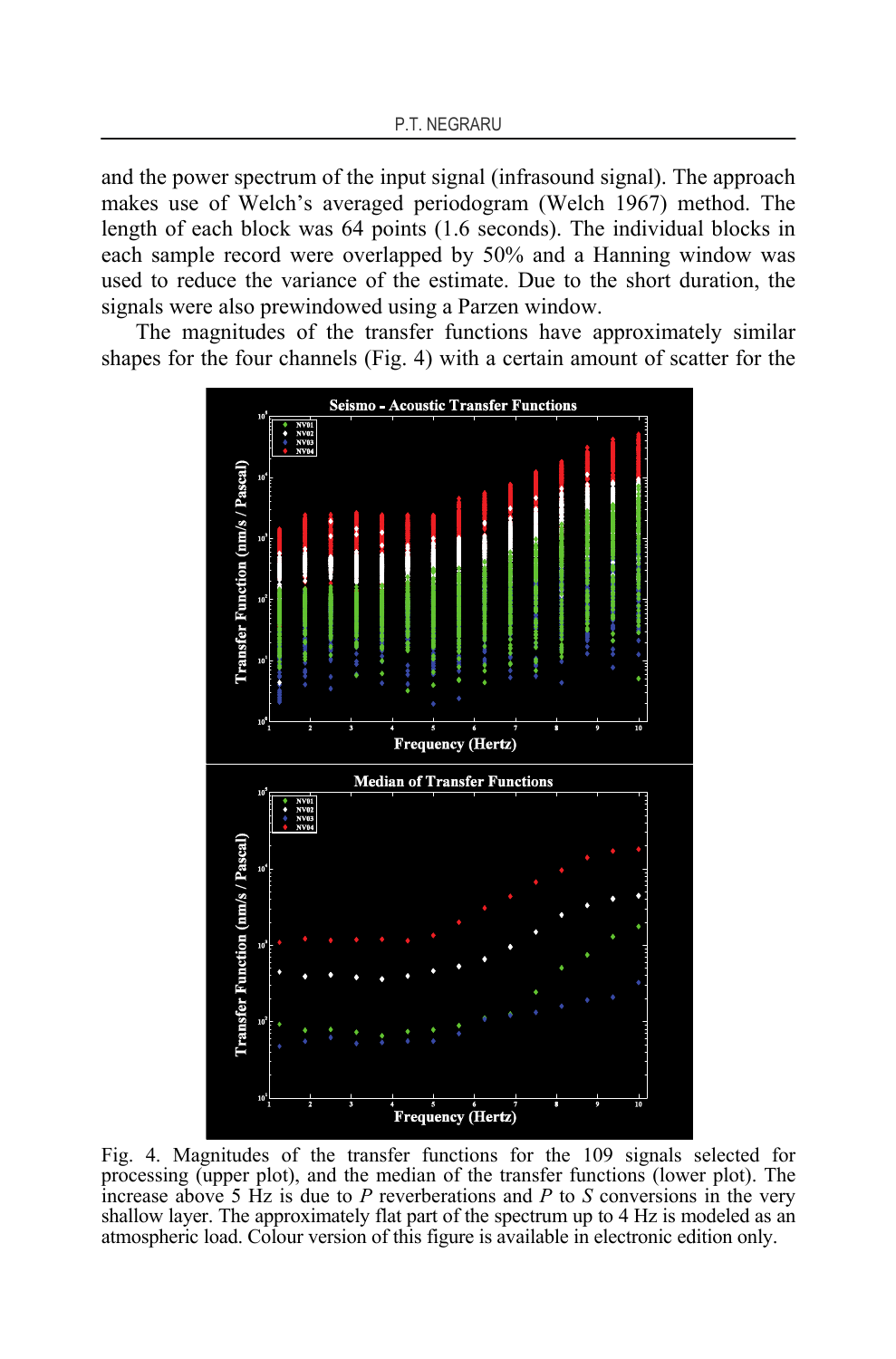and the power spectrum of the input signal (infrasound signal). The approach makes use of Welch's averaged periodogram (Welch 1967) method. The length of each block was 64 points (1.6 seconds). The individual blocks in each sample record were overlapped by 50% and a Hanning window was used to reduce the variance of the estimate. Due to the short duration, the signals were also prewindowed using a Parzen window.

The magnitudes of the transfer functions have approximately similar shapes for the four channels (Fig. 4) with a certain amount of scatter for the

Fig. 4. Magnitudes of the transfer functions for the 109 signals selected for processing (upper plot), and the median of the transfer functions (lower plot). The increase above 5 Hz is due to *P* reverberations and *P* to *S* conversions in the very shallow layer. The approximately flat part of the spectrum up to 4 Hz is modeled as an atmospheric load. Colour version of this figure is available in electronic edition only.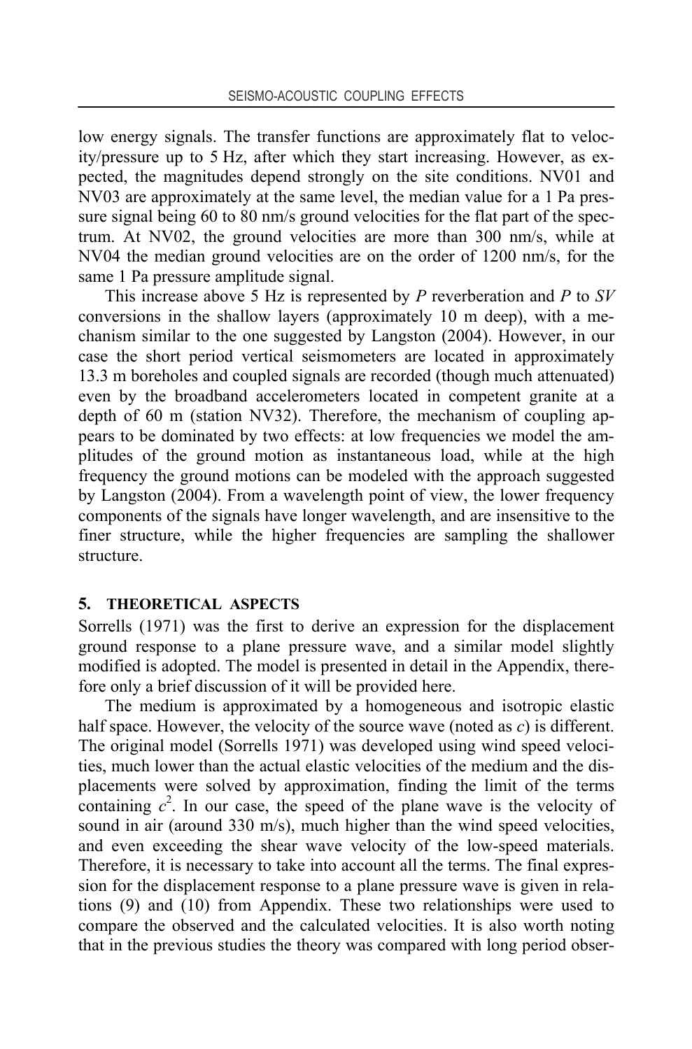low energy signals. The transfer functions are approximately flat to velocity/pressure up to 5 Hz, after which they start increasing. However, as expected, the magnitudes depend strongly on the site conditions. NV01 and NV03 are approximately at the same level, the median value for a 1 Pa pressure signal being 60 to 80 nm/s ground velocities for the flat part of the spectrum. At NV02, the ground velocities are more than 300 nm/s, while at NV04 the median ground velocities are on the order of 1200 nm/s, for the same 1 Pa pressure amplitude signal.

This increase above 5 Hz is represented by *P* reverberation and *P* to *SV* conversions in the shallow layers (approximately 10 m deep), with a mechanism similar to the one suggested by Langston (2004). However, in our case the short period vertical seismometers are located in approximately 13.3 m boreholes and coupled signals are recorded (though much attenuated) even by the broadband accelerometers located in competent granite at a depth of 60 m (station NV32). Therefore, the mechanism of coupling appears to be dominated by two effects: at low frequencies we model the amplitudes of the ground motion as instantaneous load, while at the high frequency the ground motions can be modeled with the approach suggested by Langston (2004). From a wavelength point of view, the lower frequency components of the signals have longer wavelength, and are insensitive to the finer structure, while the higher frequencies are sampling the shallower structure.

## 5. THEORETICAL ASPECTS

Sorrells (1971) was the first to derive an expression for the displacement ground response to a plane pressure wave, and a similar model slightly modified is adopted. The model is presented in detail in the Appendix, therefore only a brief discussion of it will be provided here.

The medium is approximated by a homogeneous and isotropic elastic half space. However, the velocity of the source wave (noted as $c$) is different. The original model (Sorrells 1971) was developed using wind speed velocities, much lower than the actual elastic velocities of the medium and the displacements were solved by approximation, finding the limit of the terms containing $c^2$. In our case, the speed of the plane wave is the velocity of sound in air (around 330 m/s), much higher than the wind speed velocities, and even exceeding the shear wave velocity of the low-speed materials. Therefore, it is necessary to take into account all the terms. The final expression for the displacement response to a plane pressure wave is given in relations (9) and (10) from Appendix. These two relationships were used to compare the observed and the calculated velocities. It is also worth noting that in the previous studies the theory was compared with long period obser-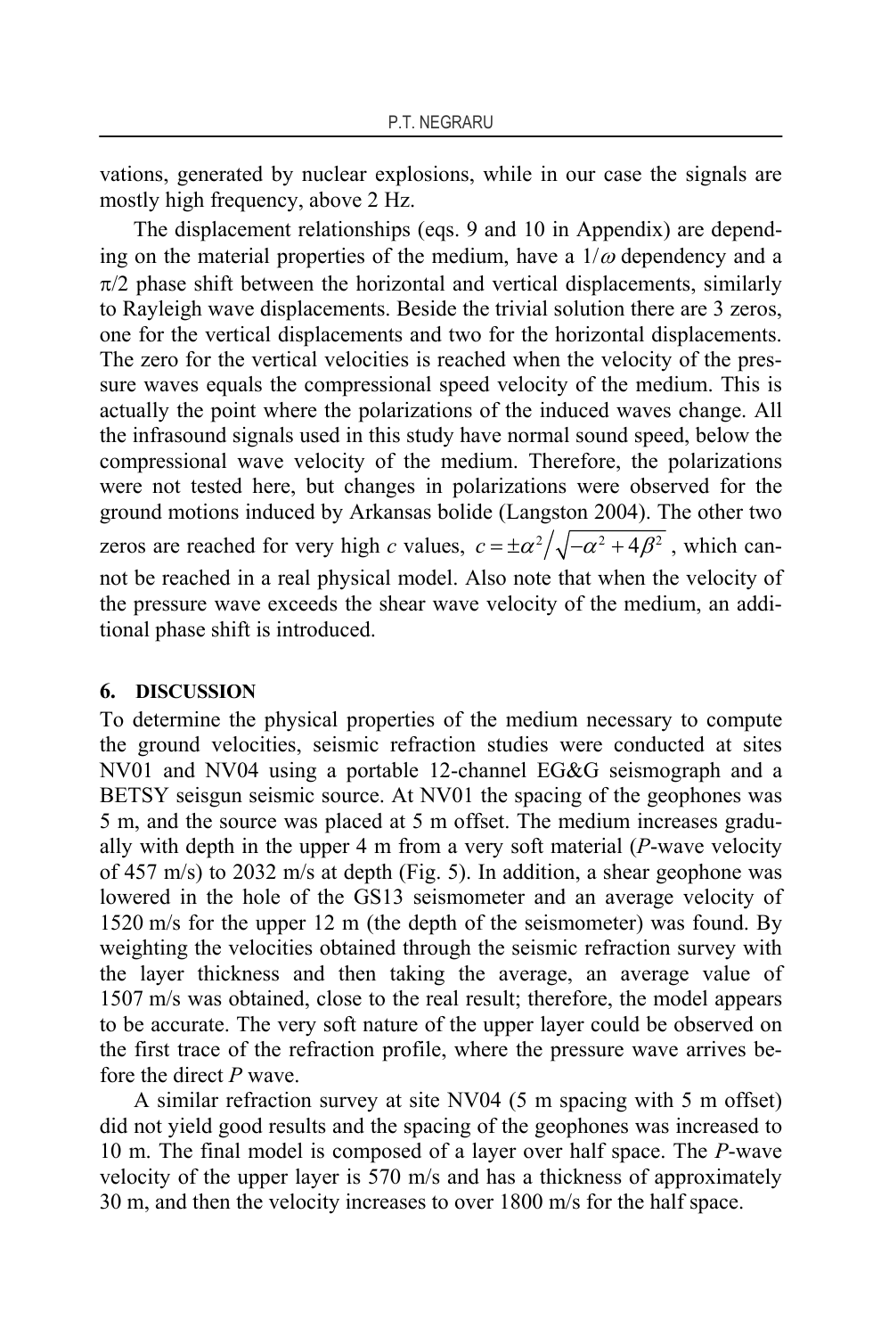vations, generated by nuclear explosions, while in our case the signals are mostly high frequency, above 2 Hz.

The displacement relationships (eqs. 9 and 10 in Appendix) are depending on the material properties of the medium, have a $1/\omega$ dependency and a $\pi/2$ phase shift between the horizontal and vertical displacements, similarly to Rayleigh wave displacements. Beside the trivial solution there are 3 zeros, one for the vertical displacements and two for the horizontal displacements. The zero for the vertical velocities is reached when the velocity of the pressure waves equals the compressional speed velocity of the medium. This is actually the point where the polarizations of the induced waves change. All the infrasound signals used in this study have normal sound speed, below the compressional wave velocity of the medium. Therefore, the polarizations were not tested here, but changes in polarizations were observed for the ground motions induced by Arkansas bolide (Langston 2004). The other two zeros are reached for very high $c$ values, $c = \pm\alpha^2 / \sqrt{-\alpha^2 + 4\beta^2}$ , which cannot be reached in a real physical model. Also note that when the velocity of the pressure wave exceeds the shear wave velocity of the medium, an additional phase shift is introduced.

## 6. DISCUSSION

To determine the physical properties of the medium necessary to compute the ground velocities, seismic refraction studies were conducted at sites NV01 and NV04 using a portable 12-channel EG&G seismograph and a BETSY seisgun seismic source. At NV01 the spacing of the geophones was 5 m, and the source was placed at 5 m offset. The medium increases gradually with depth in the upper 4 m from a very soft material (*P*-wave velocity of 457 m/s) to 2032 m/s at depth (Fig. 5). In addition, a shear geophone was lowered in the hole of the GS13 seismometer and an average velocity of 1520 m/s for the upper 12 m (the depth of the seismometer) was found. By weighting the velocities obtained through the seismic refraction survey with the layer thickness and then taking the average, an average value of 1507 m/s was obtained, close to the real result; therefore, the model appears to be accurate. The very soft nature of the upper layer could be observed on the first trace of the refraction profile, where the pressure wave arrives before the direct *P* wave.

A similar refraction survey at site NV04 (5 m spacing with 5 m offset) did not yield good results and the spacing of the geophones was increased to 10 m. The final model is composed of a layer over half space. The *P*-wave velocity of the upper layer is 570 m/s and has a thickness of approximately 30 m, and then the velocity increases to over 1800 m/s for the half space.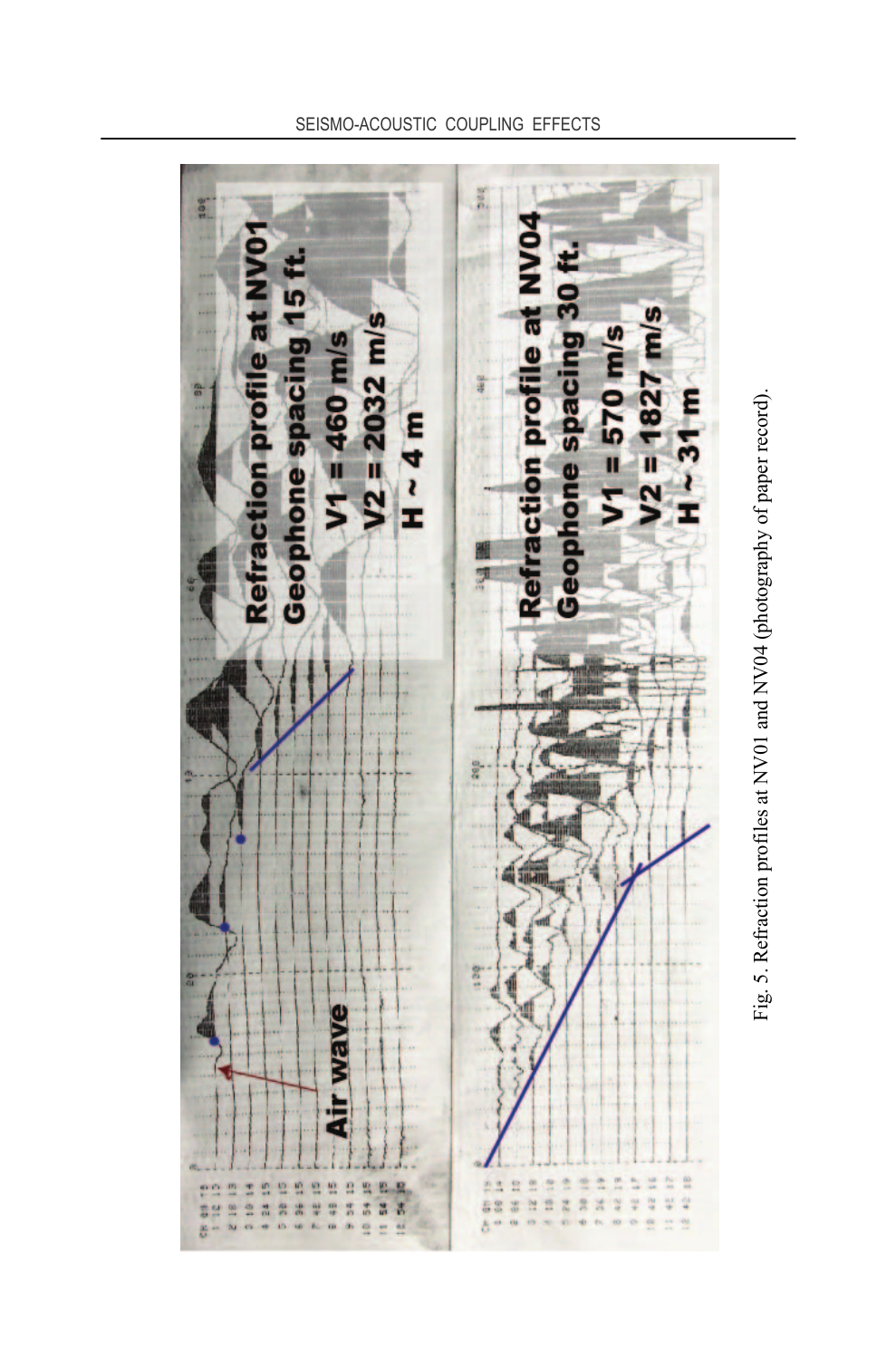Fig. 5. Refraction profiles at NV01 and NV04 (photography of paper record).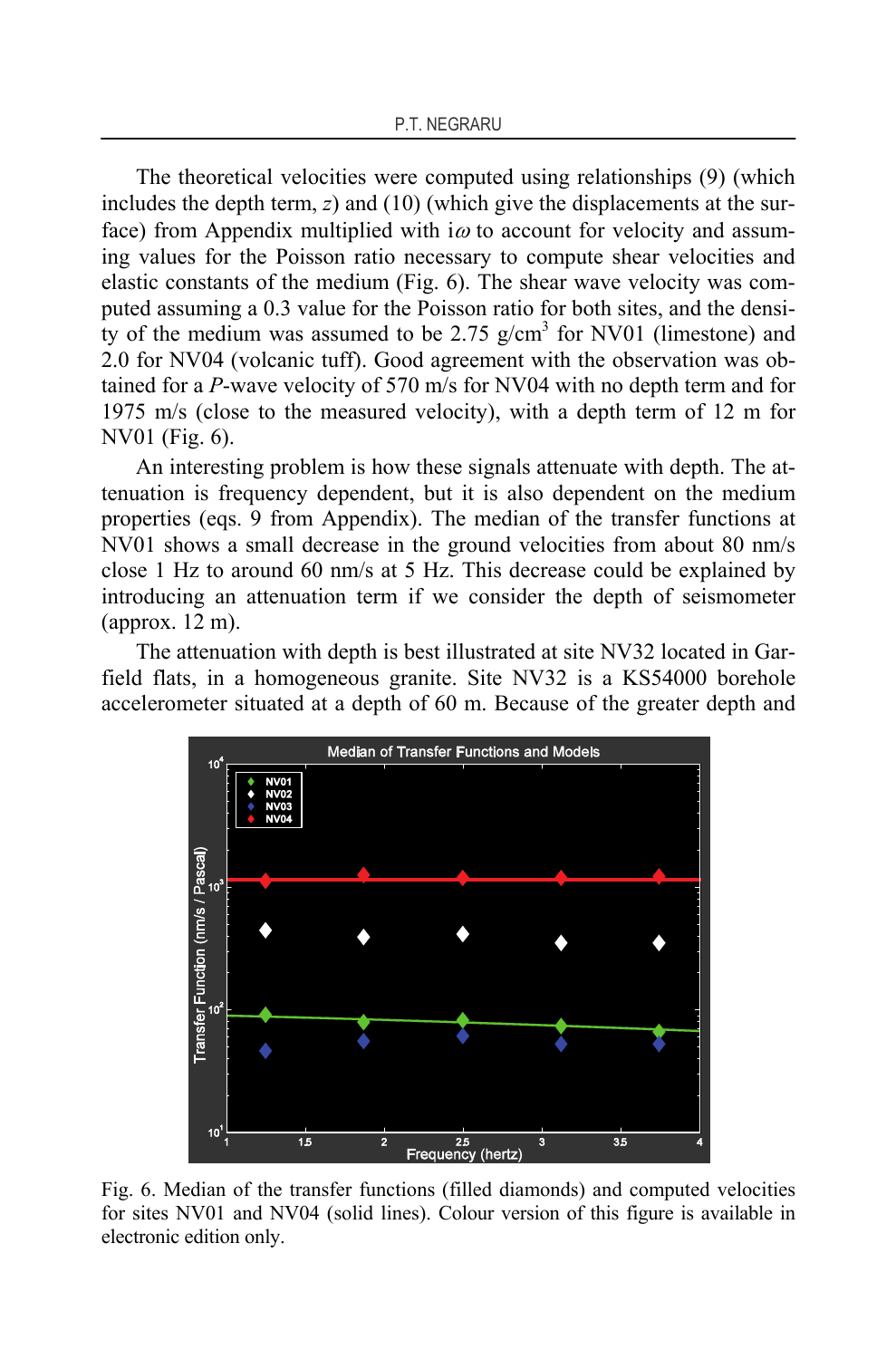The theoretical velocities were computed using relationships (9) (which includes the depth term, $z$) and (10) (which give the displacements at the surface) from Appendix multiplied with $i\omega$ to account for velocity and assuming values for the Poisson ratio necessary to compute shear velocities and elastic constants of the medium (Fig. 6). The shear wave velocity was computed assuming a 0.3 value for the Poisson ratio for both sites, and the density of the medium was assumed to be 2.75 g/cm$^3$ for NV01 (limestone) and 2.0 for NV04 (volcanic tuff). Good agreement with the observation was obtained for a *P*-wave velocity of 570 m/s for NV04 with no depth term and for 1975 m/s (close to the measured velocity), with a depth term of 12 m for NV01 (Fig. 6).

An interesting problem is how these signals attenuate with depth. The attenuation is frequency dependent, but it is also dependent on the medium properties (eqs. 9 from Appendix). The median of the transfer functions at NV01 shows a small decrease in the ground velocities from about 80 nm/s close 1 Hz to around 60 nm/s at 5 Hz. This decrease could be explained by introducing an attenuation term if we consider the depth of seismometer (approx. 12 m).

The attenuation with depth is best illustrated at site NV32 located in Garfield flats, in a homogeneous granite. Site NV32 is a KS54000 borehole accelerometer situated at a depth of 60 m. Because of the greater depth and

Fig. 6. Median of the transfer functions (filled diamonds) and computed velocities for sites NV01 and NV04 (solid lines). Colour version of this figure is available in electronic edition only.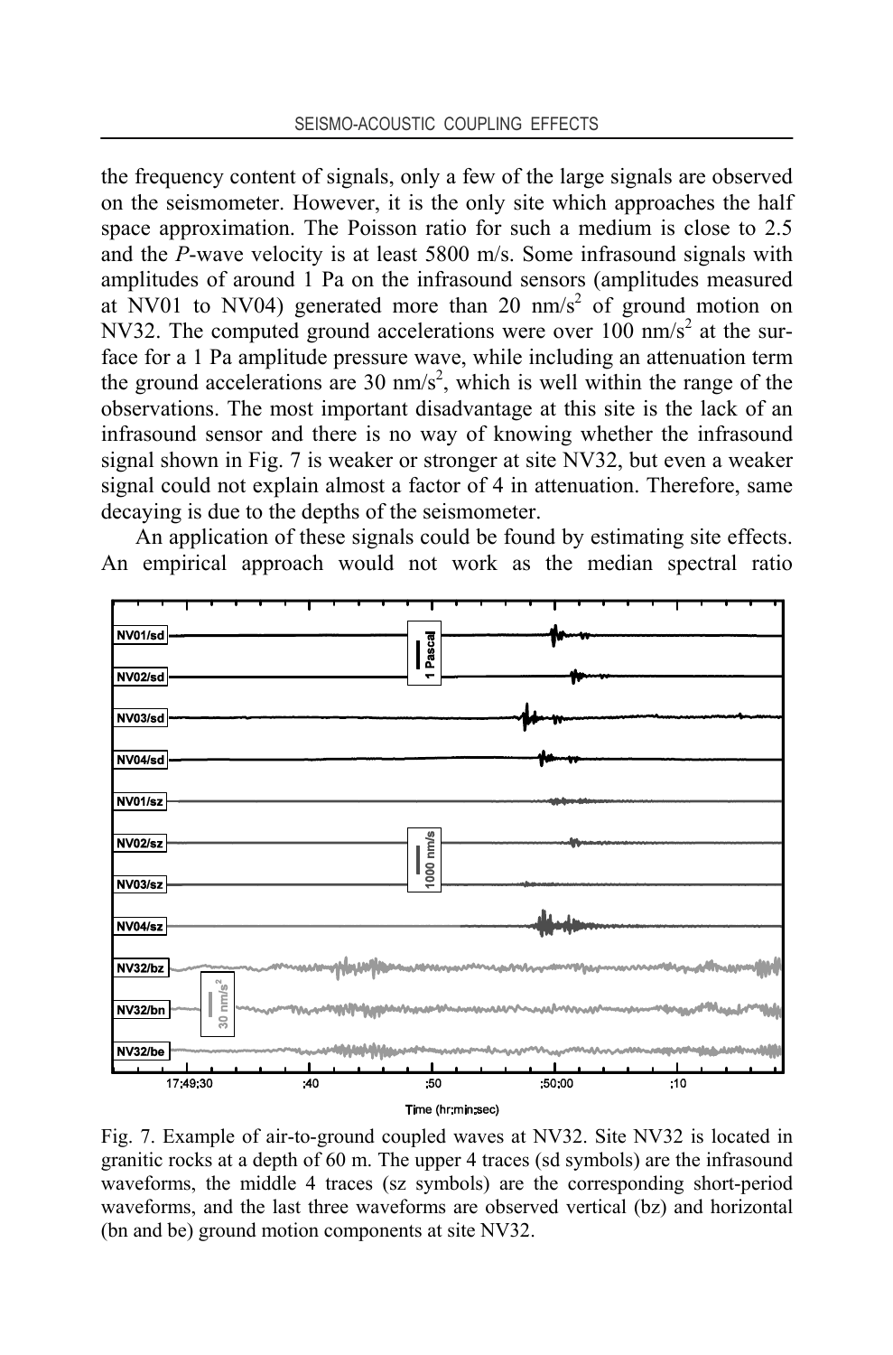the frequency content of signals, only a few of the large signals are observed on the seismometer. However, it is the only site which approaches the half space approximation. The Poisson ratio for such a medium is close to 2.5 and the *P*-wave velocity is at least 5800 m/s. Some infrasound signals with amplitudes of around 1 Pa on the infrasound sensors (amplitudes measured at NV01 to NV04) generated more than 20 nm/s$^2$ of ground motion on NV32. The computed ground accelerations were over 100 nm/s$^2$ at the surface for a 1 Pa amplitude pressure wave, while including an attenuation term the ground accelerations are 30 nm/s$^2$, which is well within the range of the observations. The most important disadvantage at this site is the lack of an infrasound sensor and there is no way of knowing whether the infrasound signal shown in Fig. 7 is weaker or stronger at site NV32, but even a weaker signal could not explain almost a factor of 4 in attenuation. Therefore, same decaying is due to the depths of the seismometer.

An application of these signals could be found by estimating site effects. An empirical approach would not work as the median spectral ratio

Fig. 7. Example of air-to-ground coupled waves at NV32. Site NV32 is located in granitic rocks at a depth of 60 m. The upper 4 traces (sd symbols) are the infrasound waveforms, the middle 4 traces (sz symbols) are the corresponding short-period waveforms, and the last three waveforms are observed vertical (bz) and horizontal (bn and be) ground motion components at site NV32.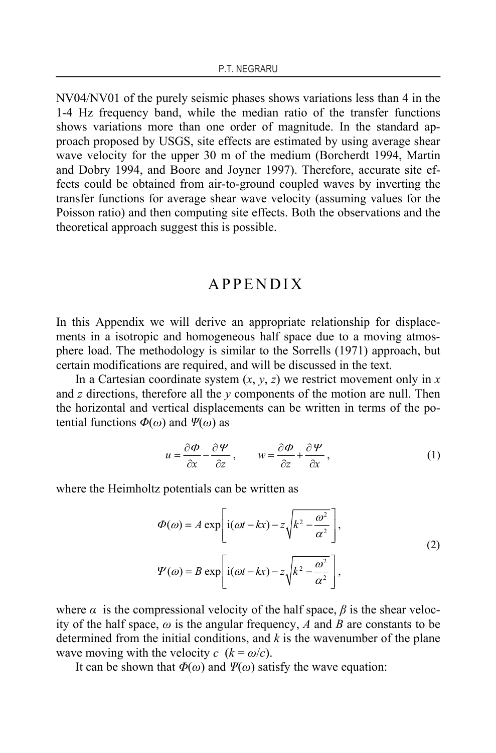NV04/NV01 of the purely seismic phases shows variations less than 4 in the 1-4 Hz frequency band, while the median ratio of the transfer functions shows variations more than one order of magnitude. In the standard approach proposed by USGS, site effects are estimated by using average shear wave velocity for the upper 30 m of the medium (Borcherdt 1994, Martin and Dobry 1994, and Boore and Joyner 1997). Therefore, accurate site effects could be obtained from air-to-ground coupled waves by inverting the transfer functions for average shear wave velocity (assuming values for the Poisson ratio) and then computing site effects. Both the observations and the theoretical approach suggest this is possible.

# APPENDIX

In this Appendix we will derive an appropriate relationship for displacements in a isotropic and homogeneous half space due to a moving atmosphere load. The methodology is similar to the Sorrells (1971) approach, but certain modifications are required, and will be discussed in the text.

In a Cartesian coordinate system ($x$, $y$, $z$) we restrict movement only in $x$ and $z$ directions, therefore all the $y$ components of the motion are null. Then the horizontal and vertical displacements can be written in terms of the potential functions $\Phi(\omega)$ and $\Psi(\omega)$ as

$$u = \frac{\partial \Phi}{\partial x} - \frac{\partial \Psi}{\partial z}\,, \qquad w = \frac{\partial \Phi}{\partial z} + \frac{\partial \Psi}{\partial x}\,, \tag{1}$$

where the Heimholtz potentials can be written as

$$\begin{aligned} \Phi(\omega) &= A \exp\left[ \mathrm{i}(\omega t - kx) - z\sqrt{k^2 - \frac{\omega^2}{\alpha^2}} \right], \\ \Psi(\omega) &= B \exp\left[ \mathrm{i}(\omega t - kx) - z\sqrt{k^2 - \frac{\omega^2}{\alpha^2}} \right], \end{aligned} \tag{2}$$

where $\alpha$ is the compressional velocity of the half space, $\beta$ is the shear velocity of the half space, $\omega$ is the angular frequency, $A$ and $B$ are constants to be determined from the initial conditions, and $k$ is the wavenumber of the plane wave moving with the velocity $c$ ($k = \omega/c$).

It can be shown that $\Phi(\omega)$ and $\Psi(\omega)$ satisfy the wave equation: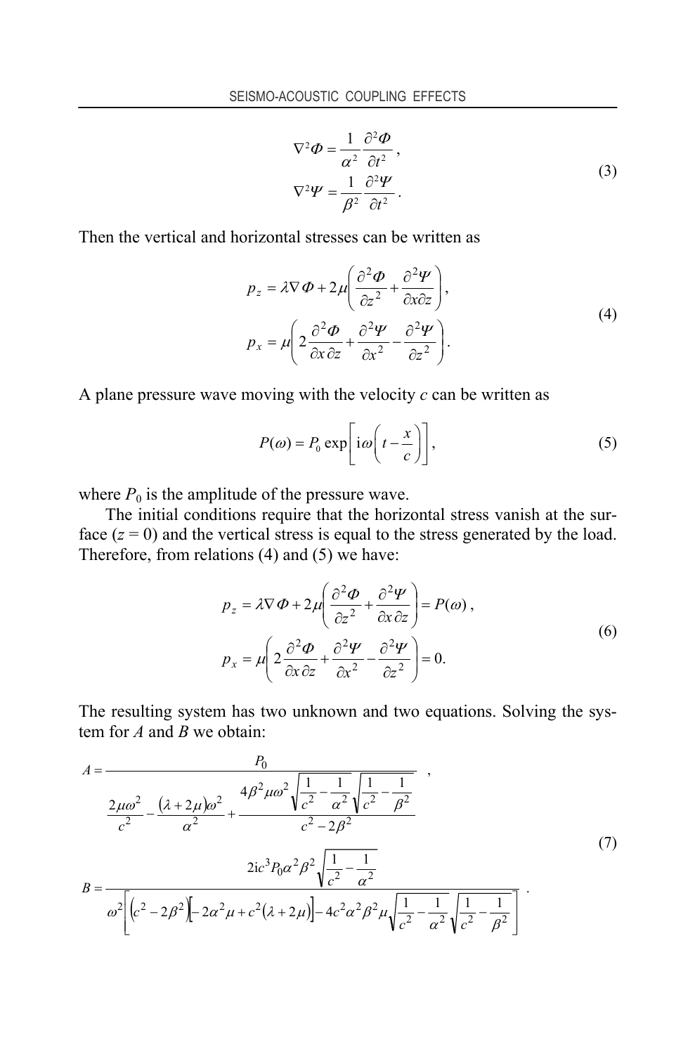$$
\begin{aligned}
\nabla^2 \Phi &= \frac{1}{\alpha^2}\frac{\partial^2 \Phi}{\partial t^2}\,, \\
\nabla^2 \Psi &= \frac{1}{\beta^2}\frac{\partial^2 \Psi}{\partial t^2}\,.
\end{aligned} \tag{3}
$$

Then the vertical and horizontal stresses can be written as

$$
\begin{aligned}
p_z &= \lambda \nabla \Phi + 2\mu\left(\frac{\partial^2 \Phi}{\partial z^2} + \frac{\partial^2 \Psi}{\partial x \partial z}\right), \\
p_x &= \mu\left(2\frac{\partial^2 \Phi}{\partial x\,\partial z} + \frac{\partial^2 \Psi}{\partial x^2} - \frac{\partial^2 \Psi}{\partial z^2}\right).
\end{aligned} \tag{4}
$$

A plane pressure wave moving with the velocity $c$ can be written as

$$
P(\omega) = P_0 \exp\left[\mathrm{i}\omega\left(t - \frac{x}{c}\right)\right], \tag{5}
$$

where $P_0$ is the amplitude of the pressure wave.

The initial conditions require that the horizontal stress vanish at the surface ($z = 0$) and the vertical stress is equal to the stress generated by the load. Therefore, from relations (4) and (5) we have:

$$
\begin{aligned}
p_z &= \lambda \nabla \Phi + 2\mu\left(\frac{\partial^2 \Phi}{\partial z^2} + \frac{\partial^2 \Psi}{\partial x\,\partial z}\right) = P(\omega)\,, \\
p_x &= \mu\left(2\frac{\partial^2 \Phi}{\partial x\,\partial z} + \frac{\partial^2 \Psi}{\partial x^2} - \frac{\partial^2 \Psi}{\partial z^2}\right) = 0.
\end{aligned} \tag{6}
$$

The resulting system has two unknown and two equations. Solving the system for $A$ and $B$ we obtain:

$$
\begin{aligned}
A &= \frac{P_0}{\dfrac{2\mu\omega^2}{c^2} - \dfrac{(\lambda+2\mu)\omega^2}{\alpha^2} + \dfrac{4\beta^2\mu\omega^2\sqrt{\dfrac{1}{c^2}-\dfrac{1}{\alpha^2}}\sqrt{\dfrac{1}{c^2}-\dfrac{1}{\beta^2}}}{c^2-2\beta^2}}\,, \\
B &= \frac{2\mathrm{i}c^3 P_0 \alpha^2\beta^2\sqrt{\dfrac{1}{c^2}-\dfrac{1}{\alpha^2}}}{\omega^2\left[\left(c^2-2\beta^2\right)\left[-2\alpha^2\mu + c^2(\lambda+2\mu)\right] - 4c^2\alpha^2\beta^2\mu\sqrt{\dfrac{1}{c^2}-\dfrac{1}{\alpha^2}}\sqrt{\dfrac{1}{c^2}-\dfrac{1}{\beta^2}}\right]}\,.
\end{aligned} \tag{7}
$$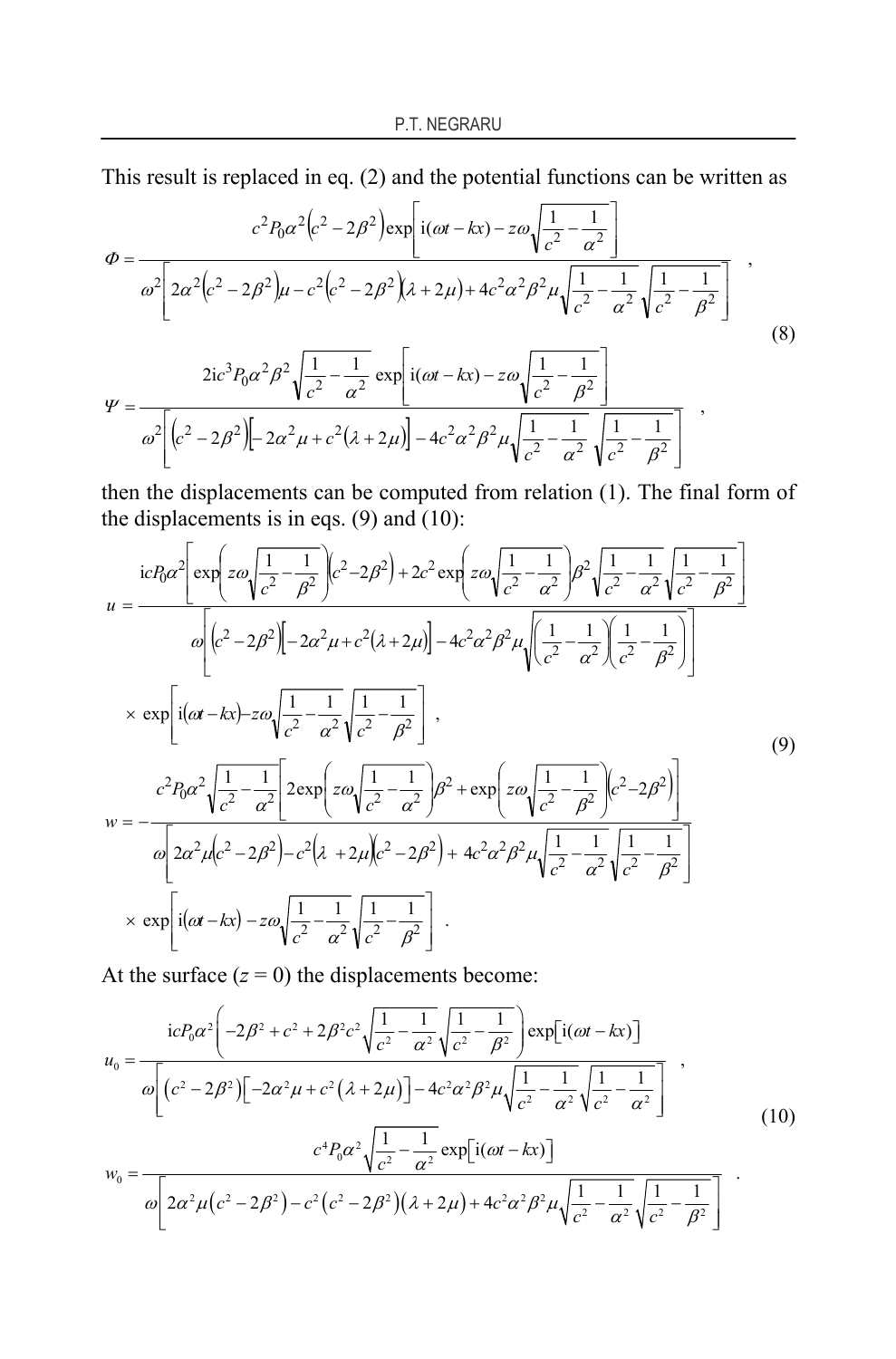This result is replaced in eq. (2) and the potential functions can be written as

$$
\Phi = \frac{c^2 P_0 \alpha^2 \left(c^2 - 2\beta^2\right) \exp\left[ \mathrm{i}(\omega t - kx) - z\omega \sqrt{\frac{1}{c^2} - \frac{1}{\alpha^2}} \right]}{\omega^2 \left[ 2\alpha^2 \left(c^2 - 2\beta^2\right)\mu - c^2 \left(c^2 - 2\beta^2\right)(\lambda + 2\mu) + 4c^2\alpha^2\beta^2\mu \sqrt{\frac{1}{c^2} - \frac{1}{\alpha^2}} \sqrt{\frac{1}{c^2} - \frac{1}{\beta^2}} \right]} \ ,
$$

$$
\Psi = \frac{2\mathrm{i}c^3 P_0 \alpha^2 \beta^2 \sqrt{\frac{1}{c^2} - \frac{1}{\alpha^2}} \exp\left[ \mathrm{i}(\omega t - kx) - z\omega \sqrt{\frac{1}{c^2} - \frac{1}{\beta^2}} \right]}{\omega^2 \left[ \left(c^2 - 2\beta^2\right)\left[-2\alpha^2\mu + c^2(\lambda + 2\mu)\right] - 4c^2\alpha^2\beta^2\mu \sqrt{\frac{1}{c^2} - \frac{1}{\alpha^2}} \sqrt{\frac{1}{c^2} - \frac{1}{\beta^2}} \right]} \ , \tag{8}
$$

then the displacements can be computed from relation (1). The final form of the displacements is in eqs. (9) and (10):

$$
u = \frac{\mathrm{i}cP_0\alpha^2 \left[ \exp\left( z\omega\sqrt{\frac{1}{c^2} - \frac{1}{\beta^2}} \right)\left(c^2 - 2\beta^2\right) + 2c^2 \exp\left( z\omega \sqrt{\frac{1}{c^2} - \frac{1}{\alpha^2}} \right)\beta^2 \sqrt{\frac{1}{c^2} - \frac{1}{\alpha^2}} \sqrt{\frac{1}{c^2} - \frac{1}{\beta^2}} \right]}{\omega \left[ \left(c^2 - 2\beta^2\right)\left[-2\alpha^2\mu + c^2(\lambda + 2\mu)\right] - 4c^2\alpha^2\beta^2\mu \sqrt{\left(\frac{1}{c^2} - \frac{1}{\alpha^2}\right)\left(\frac{1}{c^2} - \frac{1}{\beta^2}\right)} \right]}
$$

$$
\times \ \exp\left[ \mathrm{i}(\omega t - kx) - z\omega \sqrt{\frac{1}{c^2} - \frac{1}{\alpha^2}} \sqrt{\frac{1}{c^2} - \frac{1}{\beta^2}} \right] \ ,
$$

$$
w = -\frac{c^2 P_0 \alpha^2 \sqrt{\frac{1}{c^2} - \frac{1}{\alpha^2}} \left[ 2\exp\left( z\omega \sqrt{\frac{1}{c^2} - \frac{1}{\alpha^2}} \right)\beta^2 + \exp\left( z\omega \sqrt{\frac{1}{c^2} - \frac{1}{\beta^2}} \right)\left(c^2 - 2\beta^2\right) \right]}{\omega \left[ 2\alpha^2\mu\left(c^2 - 2\beta^2\right) - c^2(\lambda + 2\mu)\left(c^2 - 2\beta^2\right) + 4c^2\alpha^2\beta^2\mu \sqrt{\frac{1}{c^2} - \frac{1}{\alpha^2}} \sqrt{\frac{1}{c^2} - \frac{1}{\beta^2}} \right]} \tag{9}
$$

$$
\times \ \exp\left[ \mathrm{i}(\omega t - kx) - z\omega \sqrt{\frac{1}{c^2} - \frac{1}{\alpha^2}} \sqrt{\frac{1}{c^2} - \frac{1}{\beta^2}} \right] \ .
$$

At the surface ($z = 0$) the displacements become:

$$
u_0 = \frac{\mathrm{i}cP_0\alpha^2 \left( -2\beta^2 + c^2 + 2\beta^2 c^2 \sqrt{\frac{1}{c^2} - \frac{1}{\alpha^2}} \sqrt{\frac{1}{c^2} - \frac{1}{\beta^2}} \right) \exp\left[\mathrm{i}(\omega t - kx)\right]}{\omega \left[ \left(c^2 - 2\beta^2\right)\left[-2\alpha^2\mu + c^2(\lambda + 2\mu)\right] - 4c^2\alpha^2\beta^2\mu \sqrt{\frac{1}{c^2} - \frac{1}{\alpha^2}} \sqrt{\frac{1}{c^2} - \frac{1}{\alpha^2}} \right]} \ ,
$$

$$
w_0 = \frac{c^4 P_0 \alpha^2 \sqrt{\frac{1}{c^2} - \frac{1}{\alpha^2}} \exp\left[\mathrm{i}(\omega t - kx)\right]}{\omega \left[ 2\alpha^2\mu\left(c^2 - 2\beta^2\right) - c^2\left(c^2 - 2\beta^2\right)(\lambda + 2\mu) + 4c^2\alpha^2\beta^2\mu \sqrt{\frac{1}{c^2} - \frac{1}{\alpha^2}} \sqrt{\frac{1}{c^2} - \frac{1}{\beta^2}} \right]} \ . \tag{10}
$$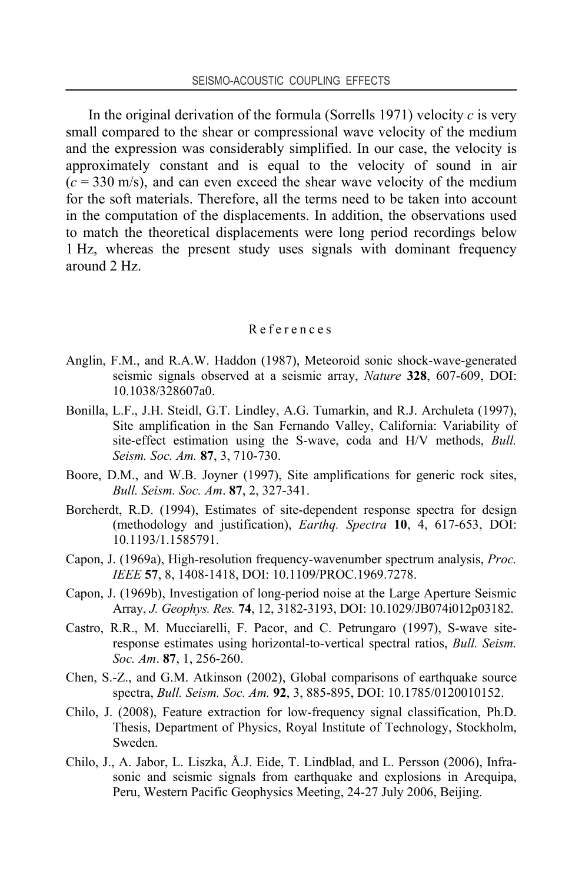In the original derivation of the formula (Sorrells 1971) velocity $c$ is very small compared to the shear or compressional wave velocity of the medium and the expression was considerably simplified. In our case, the velocity is approximately constant and is equal to the velocity of sound in air ($c = 330$ m/s), and can even exceed the shear wave velocity of the medium for the soft materials. Therefore, all the terms need to be taken into account in the computation of the displacements. In addition, the observations used to match the theoretical displacements were long period recordings below 1 Hz, whereas the present study uses signals with dominant frequency around 2 Hz.

## References

Anglin, F.M., and R.A.W. Haddon (1987), Meteoroid sonic shock-wave-generated seismic signals observed at a seismic array, *Nature* **328**, 607-609, DOI: 10.1038/328607a0.

Bonilla, L.F., J.H. Steidl, G.T. Lindley, A.G. Tumarkin, and R.J. Archuleta (1997), Site amplification in the San Fernando Valley, California: Variability of site-effect estimation using the S-wave, coda and H/V methods, *Bull. Seism. Soc. Am.* **87**, 3, 710-730.

Boore, D.M., and W.B. Joyner (1997), Site amplifications for generic rock sites, *Bull. Seism. Soc. Am*. **87**, 2, 327-341.

Borcherdt, R.D. (1994), Estimates of site-dependent response spectra for design (methodology and justification), *Earthq. Spectra* **10**, 4, 617-653, DOI: 10.1193/1.1585791.

Capon, J. (1969a), High-resolution frequency-wavenumber spectrum analysis, *Proc. IEEE* **57**, 8, 1408-1418, DOI: 10.1109/PROC.1969.7278.

Capon, J. (1969b), Investigation of long-period noise at the Large Aperture Seismic Array, *J. Geophys. Res.* **74**, 12, 3182-3193, DOI: 10.1029/JB074i012p03182.

Castro, R.R., M. Mucciarelli, F. Pacor, and C. Petrungaro (1997), S-wave site-response estimates using horizontal-to-vertical spectral ratios, *Bull. Seism. Soc. Am*. **87**, 1, 256-260.

Chen, S.-Z., and G.M. Atkinson (2002), Global comparisons of earthquake source spectra, *Bull. Seism. Soc. Am.* **92**, 3, 885-895, DOI: 10.1785/0120010152.

Chilo, J. (2008), Feature extraction for low-frequency signal classification, Ph.D. Thesis, Department of Physics, Royal Institute of Technology, Stockholm, Sweden.

Chilo, J., A. Jabor, L. Liszka, Å.J. Eide, T. Lindblad, and L. Persson (2006), Infrasonic and seismic signals from earthquake and explosions in Arequipa, Peru, Western Pacific Geophysics Meeting, 24-27 July 2006, Beijing.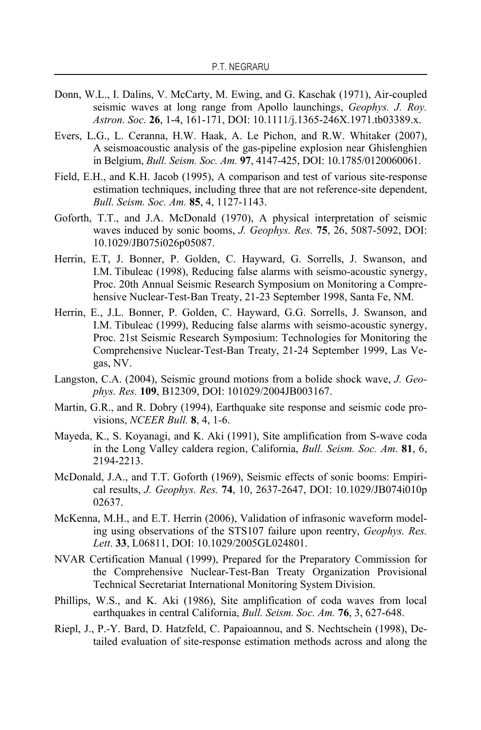Donn, W.L., I. Dalins, V. McCarty, M. Ewing, and G. Kaschak (1971), Air-coupled seismic waves at long range from Apollo launchings, *Geophys. J. Roy. Astron. Soc.* **26**, 1-4, 161-171, DOI: 10.1111/j.1365-246X.1971.tb03389.x.

Evers, L.G., L. Ceranna, H.W. Haak, A. Le Pichon, and R.W. Whitaker (2007), A seismoacoustic analysis of the gas-pipeline explosion near Ghislenghien in Belgium, *Bull. Seism. Soc. Am.* **97**, 4147-425, DOI: 10.1785/0120060061.

Field, E.H., and K.H. Jacob (1995), A comparison and test of various site-response estimation techniques, including three that are not reference-site dependent, *Bull. Seism. Soc. Am.* **85**, 4, 1127-1143.

Goforth, T.T., and J.A. McDonald (1970), A physical interpretation of seismic waves induced by sonic booms, *J. Geophys. Res.* **75**, 26, 5087-5092, DOI: 10.1029/JB075i026p05087.

Herrin, E.T, J. Bonner, P. Golden, C. Hayward, G. Sorrells, J. Swanson, and I.M. Tibuleac (1998), Reducing false alarms with seismo-acoustic synergy, Proc. 20th Annual Seismic Research Symposium on Monitoring a Comprehensive Nuclear-Test-Ban Treaty, 21-23 September 1998, Santa Fe, NM.

Herrin, E., J.L. Bonner, P. Golden, C. Hayward, G.G. Sorrells, J. Swanson, and I.M. Tibuleac (1999), Reducing false alarms with seismo-acoustic synergy, Proc. 21st Seismic Research Symposium: Technologies for Monitoring the Comprehensive Nuclear-Test-Ban Treaty, 21-24 September 1999, Las Vegas, NV.

Langston, C.A. (2004), Seismic ground motions from a bolide shock wave, *J. Geophys. Res.* **109**, B12309, DOI: 101029/2004JB003167.

Martin, G.R., and R. Dobry (1994), Earthquake site response and seismic code provisions, *NCEER Bull.* **8**, 4, 1-6.

Mayeda, K., S. Koyanagi, and K. Aki (1991), Site amplification from S-wave coda in the Long Valley caldera region, California, *Bull. Seism. Soc. Am*. **81**, 6, 2194-2213.

McDonald, J.A., and T.T. Goforth (1969), Seismic effects of sonic booms: Empirical results, *J. Geophys. Res.* **74**, 10, 2637-2647, DOI: 10.1029/JB074i010p 02637.

McKenna, M.H., and E.T. Herrin (2006), Validation of infrasonic waveform modeling using observations of the STS107 failure upon reentry, *Geophys. Res. Lett*. **33**, L06811, DOI: 10.1029/2005GL024801.

NVAR Certification Manual (1999), Prepared for the Preparatory Commission for the Comprehensive Nuclear-Test-Ban Treaty Organization Provisional Technical Secretariat International Monitoring System Division.

Phillips, W.S., and K. Aki (1986), Site amplification of coda waves from local earthquakes in central California, *Bull. Seism. Soc. Am.* **76**, 3, 627-648.

Riepl, J., P.-Y. Bard, D. Hatzfeld, C. Papaioannou, and S. Nechtschein (1998), Detailed evaluation of site-response estimation methods across and along the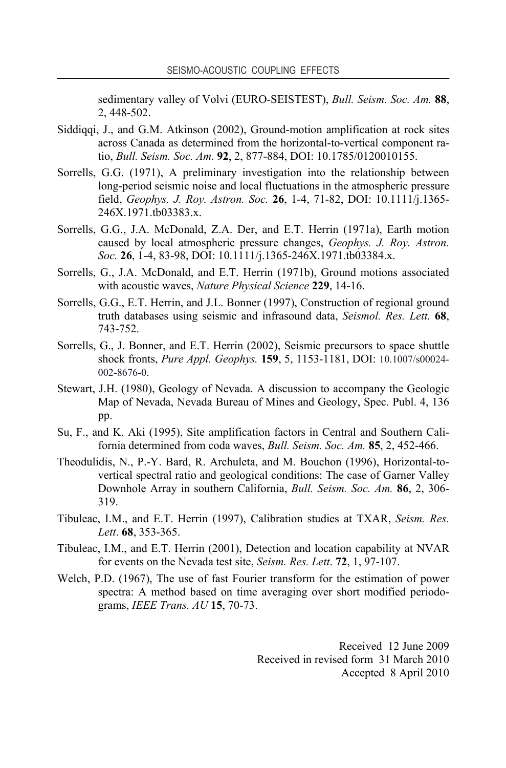sedimentary valley of Volvi (EURO-SEISTEST), *Bull. Seism. Soc. Am.* **88**, 2, 448-502.

Siddiqqi, J., and G.M. Atkinson (2002), Ground-motion amplification at rock sites across Canada as determined from the horizontal-to-vertical component ratio, *Bull. Seism. Soc. Am.* **92**, 2, 877-884, DOI: 10.1785/0120010155.

Sorrells, G.G. (1971), A preliminary investigation into the relationship between long-period seismic noise and local fluctuations in the atmospheric pressure field, *Geophys. J. Roy. Astron. Soc.* **26**, 1-4, 71-82, DOI: 10.1111/j.1365-246X.1971.tb03383.x.

Sorrells, G.G., J.A. McDonald, Z.A. Der, and E.T. Herrin (1971a), Earth motion caused by local atmospheric pressure changes, *Geophys. J. Roy. Astron. Soc.* **26**, 1-4, 83-98, DOI: 10.1111/j.1365-246X.1971.tb03384.x.

Sorrells, G., J.A. McDonald, and E.T. Herrin (1971b), Ground motions associated with acoustic waves, *Nature Physical Science* **229**, 14-16.

Sorrells, G.G., E.T. Herrin, and J.L. Bonner (1997), Construction of regional ground truth databases using seismic and infrasound data, *Seismol. Res. Lett.* **68**, 743-752.

Sorrells, G., J. Bonner, and E.T. Herrin (2002), Seismic precursors to space shuttle shock fronts, *Pure Appl. Geophys.* **159**, 5, 1153-1181, DOI: 10.1007/s00024-002-8676-0.

Stewart, J.H. (1980), Geology of Nevada. A discussion to accompany the Geologic Map of Nevada, Nevada Bureau of Mines and Geology, Spec. Publ. 4, 136 pp.

Su, F., and K. Aki (1995), Site amplification factors in Central and Southern California determined from coda waves, *Bull. Seism. Soc. Am.* **85**, 2, 452-466.

Theodulidis, N., P.-Y. Bard, R. Archuleta, and M. Bouchon (1996), Horizontal-to-vertical spectral ratio and geological conditions: The case of Garner Valley Downhole Array in southern California, *Bull. Seism. Soc. Am.* **86**, 2, 306-319.

Tibuleac, I.M., and E.T. Herrin (1997), Calibration studies at TXAR, *Seism. Res. Lett*. **68**, 353-365.

Tibuleac, I.M., and E.T. Herrin (2001), Detection and location capability at NVAR for events on the Nevada test site, *Seism. Res. Lett*. **72**, 1, 97-107.

Welch, P.D. (1967), The use of fast Fourier transform for the estimation of power spectra: A method based on time averaging over short modified periodograms, *IEEE Trans. AU* **15**, 70-73.

Received 12 June 2009
Received in revised form 31 March 2010
Accepted 8 April 2010